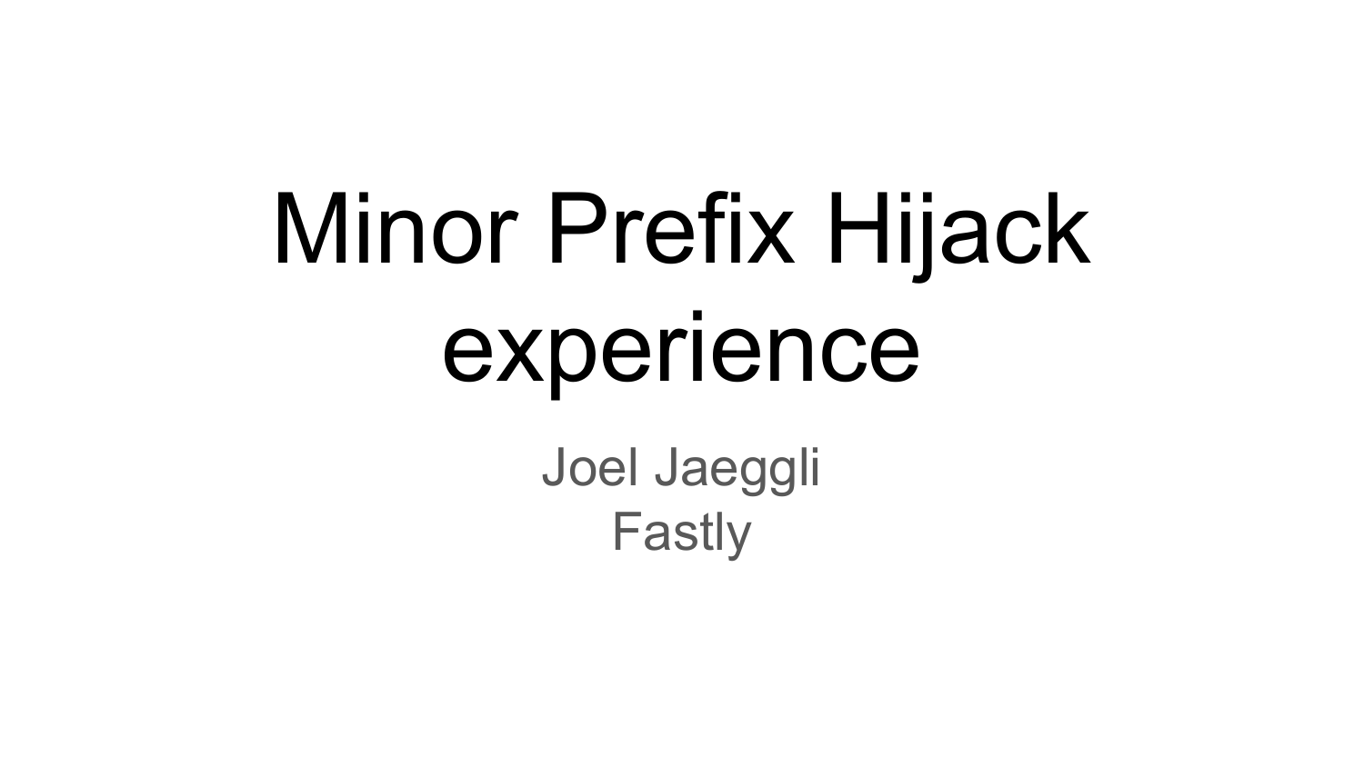# Minor Prefix Hijack experience

Joel Jaeggli
Fastly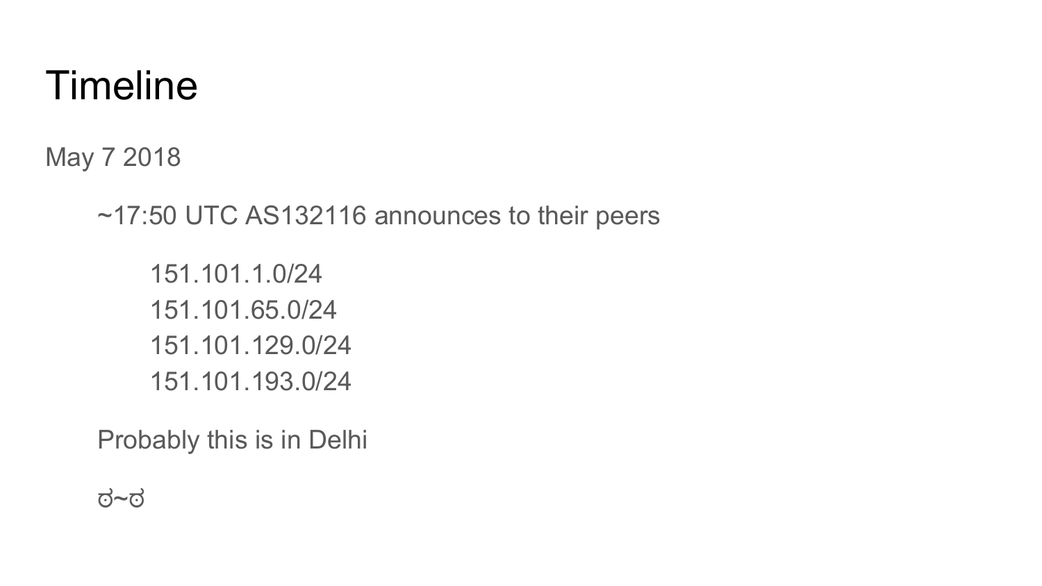# Timeline

May 7 2018

- ~17:50 UTC AS132116 announces to their peers
    - 151.101.1.0/24
    - 151.101.65.0/24
    - 151.101.129.0/24
    - 151.101.193.0/24
- Probably this is in Delhi
- ಠ~ಠ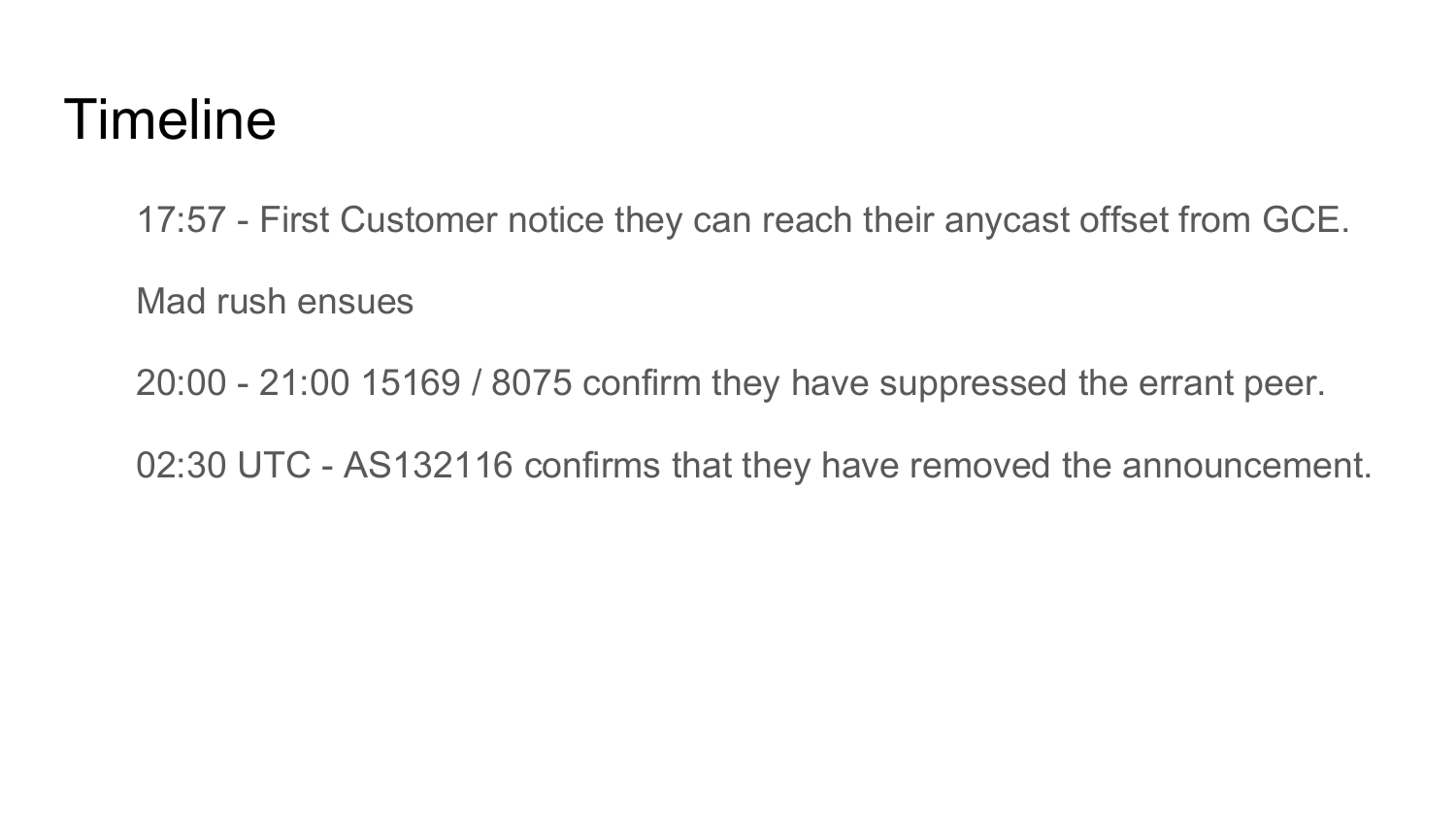# Timeline

17:57 - First Customer notice they can reach their anycast offset from GCE.

Mad rush ensues

20:00 - 21:00 15169 / 8075 confirm they have suppressed the errant peer.

02:30 UTC - AS132116 confirms that they have removed the announcement.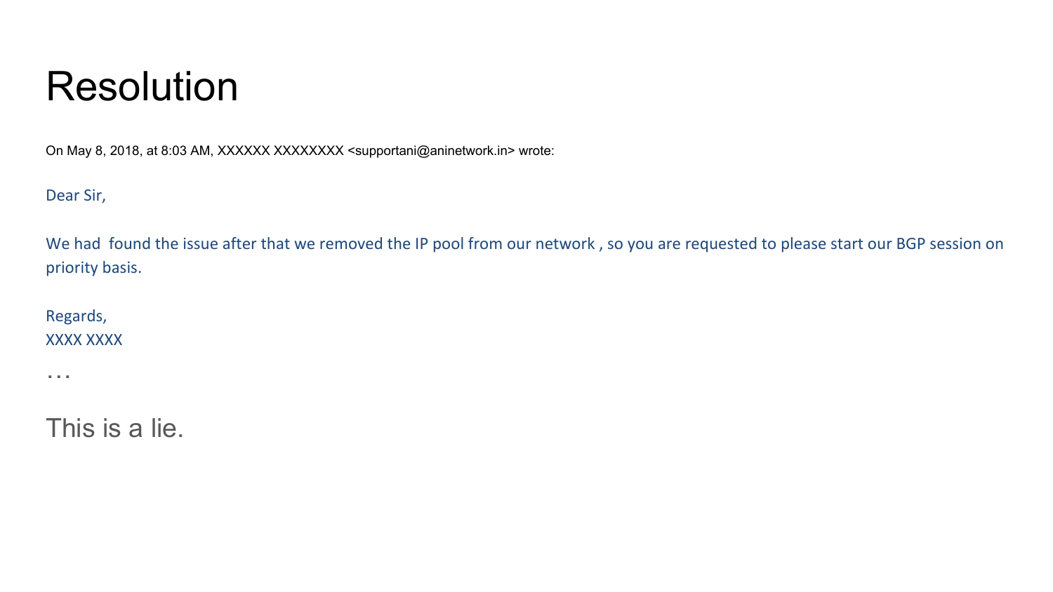# Resolution

On May 8, 2018, at 8:03 AM, XXXXXX XXXXXXXX <supportani@aninetwork.in> wrote:

Dear Sir,

We had  found the issue after that we removed the IP pool from our network , so you are requested to please start our BGP session on priority basis.

Regards,
XXXX XXXX

…

This is a lie.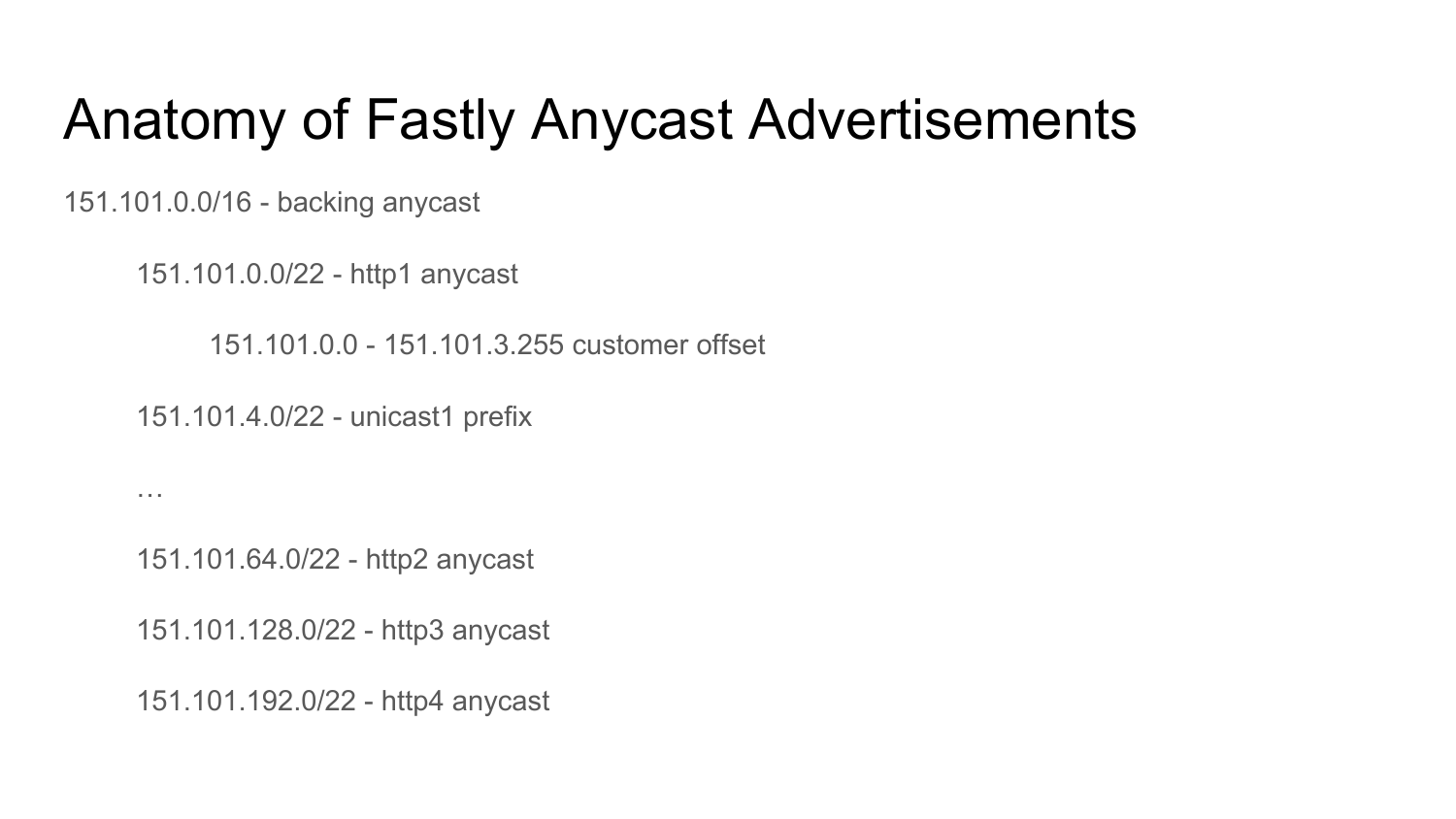# Anatomy of Fastly Anycast Advertisements

151.101.0.0/16 - backing anycast

- 151.101.0.0/22 - http1 anycast
  - 151.101.0.0 - 151.101.3.255 customer offset
- 151.101.4.0/22 - unicast1 prefix
- …
- 151.101.64.0/22 - http2 anycast
- 151.101.128.0/22 - http3 anycast
- 151.101.192.0/22 - http4 anycast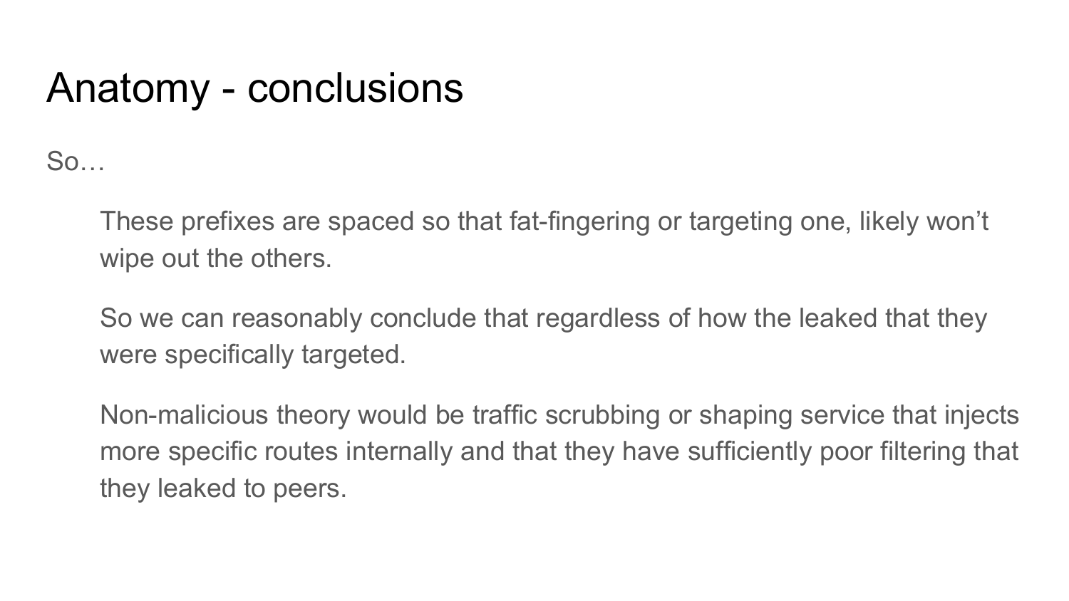# Anatomy - conclusions

So…

These prefixes are spaced so that fat-fingering or targeting one, likely won't wipe out the others.

So we can reasonably conclude that regardless of how the leaked that they were specifically targeted.

Non-malicious theory would be traffic scrubbing or shaping service that injects more specific routes internally and that they have sufficiently poor filtering that they leaked to peers.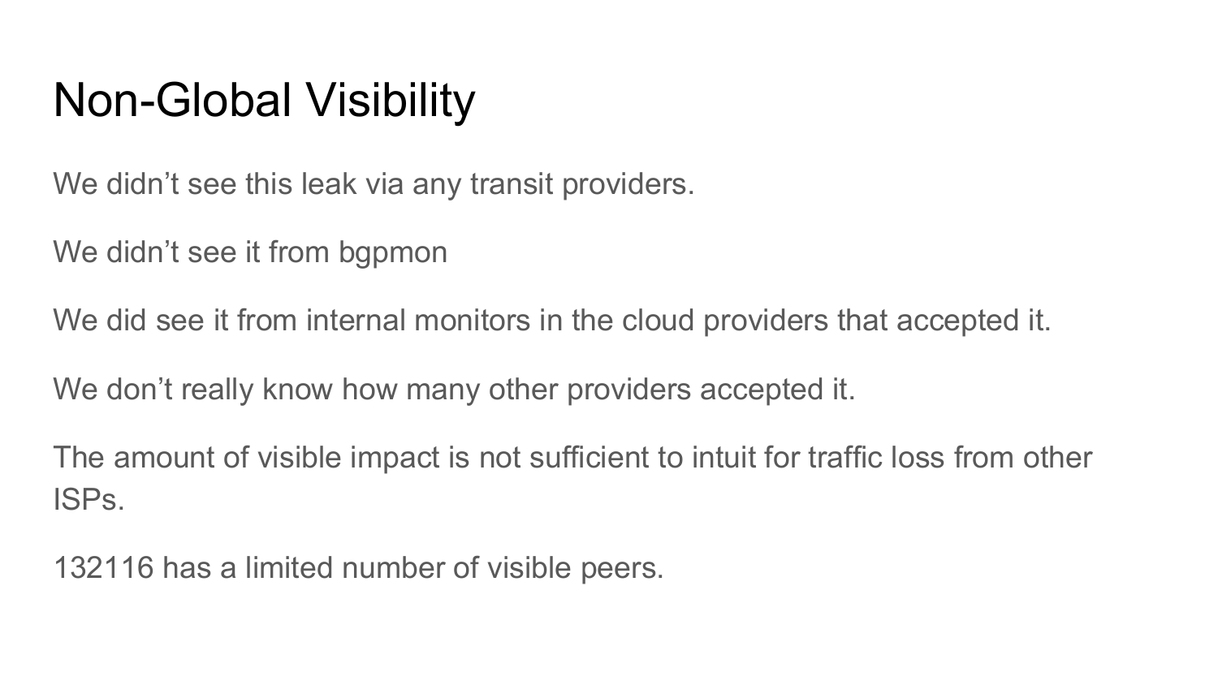# Non-Global Visibility

We didn't see this leak via any transit providers.

We didn't see it from bgpmon

We did see it from internal monitors in the cloud providers that accepted it.

We don't really know how many other providers accepted it.

The amount of visible impact is not sufficient to intuit for traffic loss from other ISPs.

132116 has a limited number of visible peers.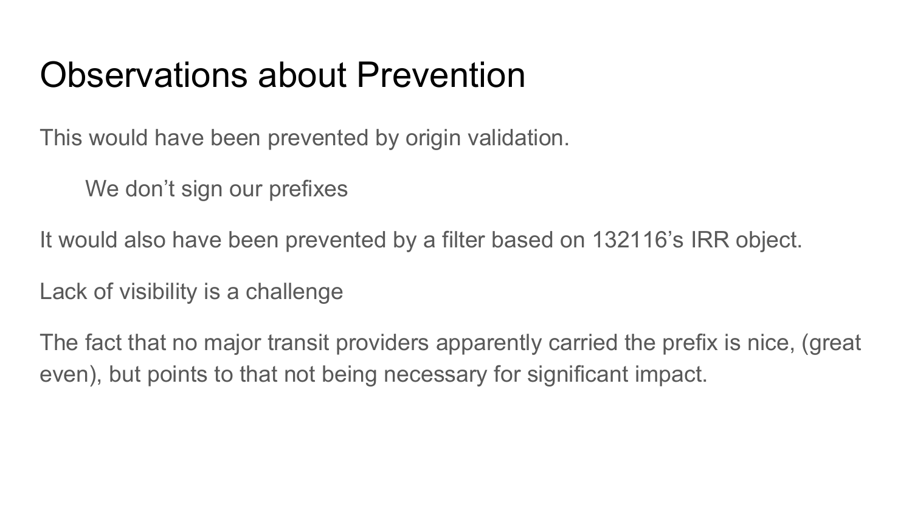# Observations about Prevention

This would have been prevented by origin validation.

    We don't sign our prefixes

It would also have been prevented by a filter based on 132116's IRR object.

Lack of visibility is a challenge

The fact that no major transit providers apparently carried the prefix is nice, (great even), but points to that not being necessary for significant impact.